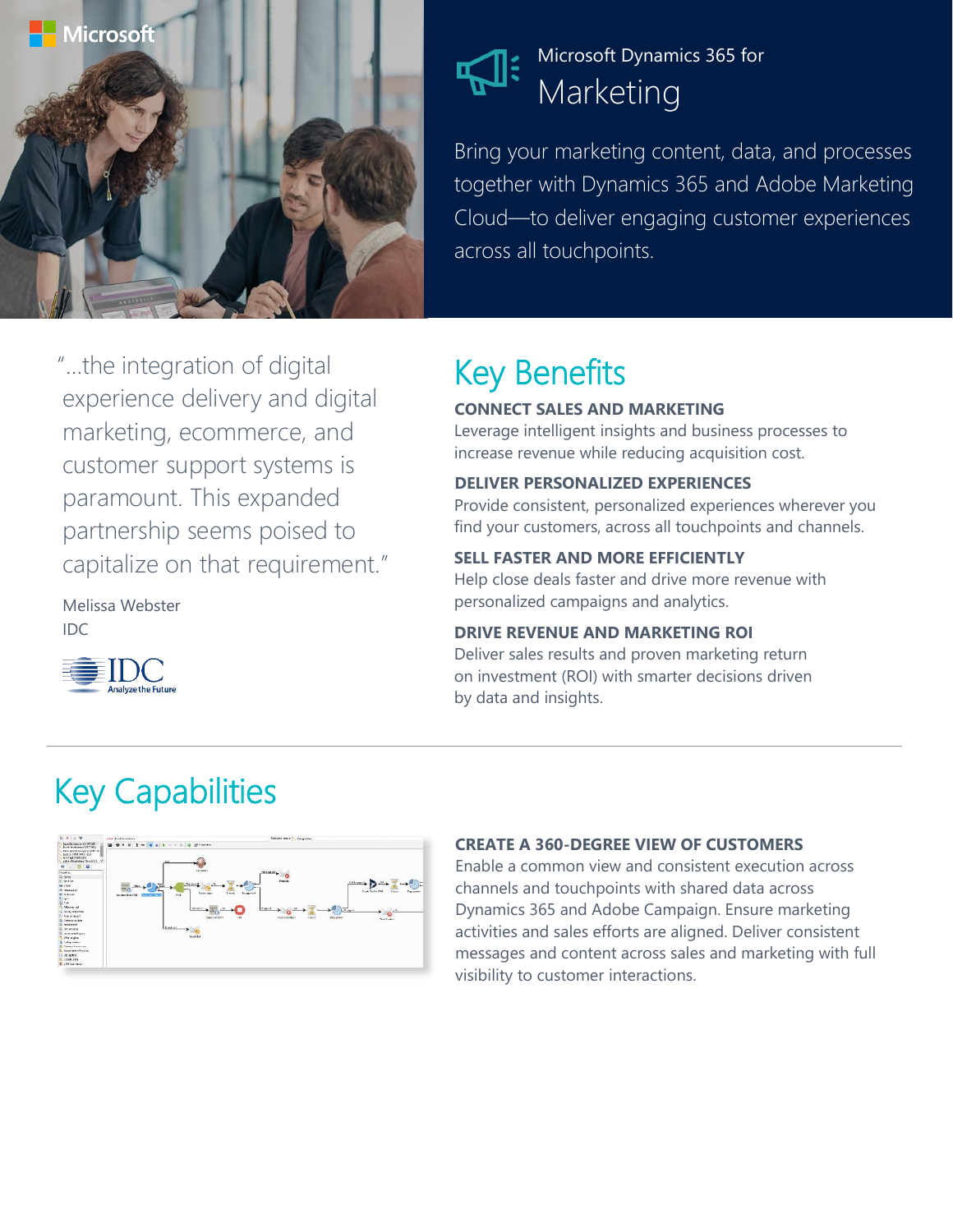Microsoft

# Microsoft Dynamics 365 for Marketing

Bring your marketing content, data, and processes together with Dynamics 365 and Adobe Marketing Cloud—to deliver engaging customer experiences across all touchpoints.

"...the integration of digital experience delivery and digital marketing, ecommerce, and customer support systems is paramount. This expanded partnership seems poised to capitalize on that requirement."

Melissa Webster
IDC

IDC Analyze the Future

## Key Benefits

**CONNECT SALES AND MARKETING**
Leverage intelligent insights and business processes to increase revenue while reducing acquisition cost.

**DELIVER PERSONALIZED EXPERIENCES**
Provide consistent, personalized experiences wherever you find your customers, across all touchpoints and channels.

**SELL FASTER AND MORE EFFICIENTLY**
Help close deals faster and drive more revenue with personalized campaigns and analytics.

**DRIVE REVENUE AND MARKETING ROI**
Deliver sales results and proven marketing return on investment (ROI) with smarter decisions driven by data and insights.

## Key Capabilities

**CREATE A 360-DEGREE VIEW OF CUSTOMERS**
Enable a common view and consistent execution across channels and touchpoints with shared data across Dynamics 365 and Adobe Campaign. Ensure marketing activities and sales efforts are aligned. Deliver consistent messages and content across sales and marketing with full visibility to customer interactions.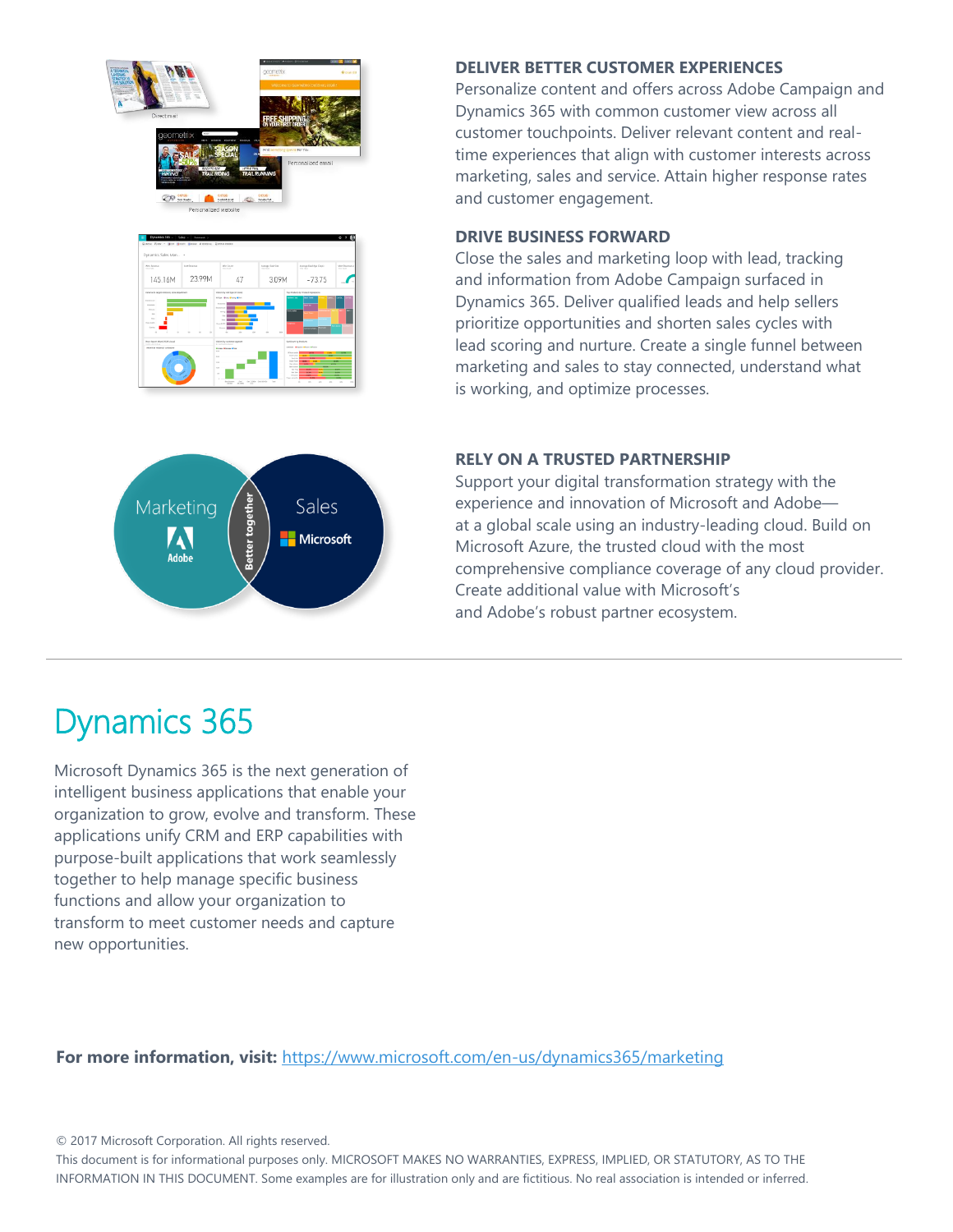### DELIVER BETTER CUSTOMER EXPERIENCES

Personalize content and offers across Adobe Campaign and Dynamics 365 with common customer view across all customer touchpoints. Deliver relevant content and real-time experiences that align with customer interests across marketing, sales and service. Attain higher response rates and customer engagement.

### DRIVE BUSINESS FORWARD

Close the sales and marketing loop with lead, tracking and information from Adobe Campaign surfaced in Dynamics 365. Deliver qualified leads and help sellers prioritize opportunities and shorten sales cycles with lead scoring and nurture. Create a single funnel between marketing and sales to stay connected, understand what is working, and optimize processes.

### RELY ON A TRUSTED PARTNERSHIP

Support your digital transformation strategy with the experience and innovation of Microsoft and Adobe—at a global scale using an industry-leading cloud. Build on Microsoft Azure, the trusted cloud with the most comprehensive compliance coverage of any cloud provider. Create additional value with Microsoft's and Adobe's robust partner ecosystem.

---

# Dynamics 365

Microsoft Dynamics 365 is the next generation of intelligent business applications that enable your organization to grow, evolve and transform. These applications unify CRM and ERP capabilities with purpose-built applications that work seamlessly together to help manage specific business functions and allow your organization to transform to meet customer needs and capture new opportunities.

**For more information, visit:** https://www.microsoft.com/en-us/dynamics365/marketing

© 2017 Microsoft Corporation. All rights reserved.
This document is for informational purposes only. MICROSOFT MAKES NO WARRANTIES, EXPRESS, IMPLIED, OR STATUTORY, AS TO THE INFORMATION IN THIS DOCUMENT. Some examples are for illustration only and are fictitious. No real association is intended or inferred.